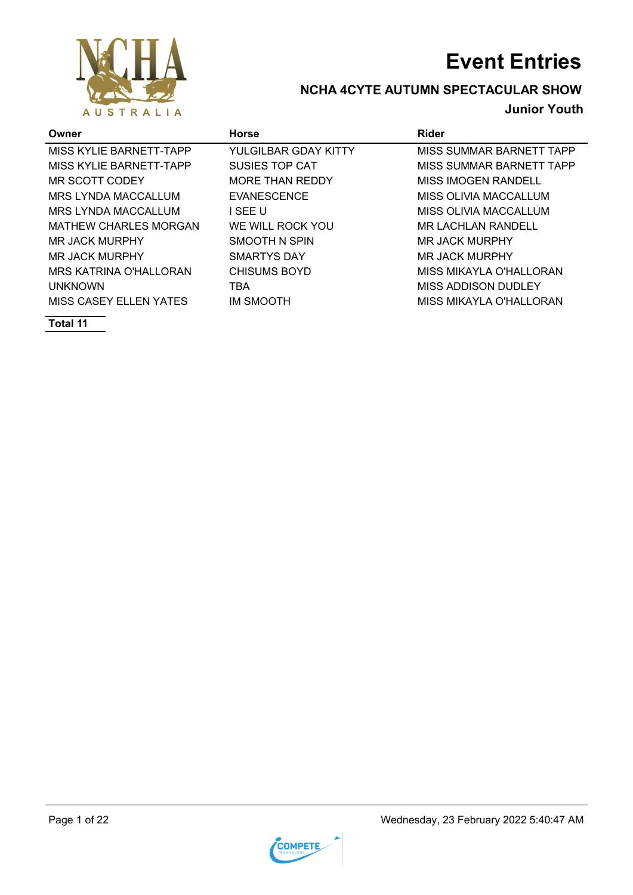# Event Entries

## NCHA 4CYTE AUTUMN SPECTACULAR SHOW

### Junior Youth

| Owner | Horse | Rider |
|---|---|---|
| MISS KYLIE BARNETT-TAPP | YULGILBAR GDAY KITTY | MISS SUMMAR BARNETT TAPP |
| MISS KYLIE BARNETT-TAPP | SUSIES TOP CAT | MISS SUMMAR BARNETT TAPP |
| MR SCOTT CODEY | MORE THAN REDDY | MISS IMOGEN RANDELL |
| MRS LYNDA MACCALLUM | EVANESCENCE | MISS OLIVIA MACCALLUM |
| MRS LYNDA MACCALLUM | I SEE U | MISS OLIVIA MACCALLUM |
| MATHEW CHARLES MORGAN | WE WILL ROCK YOU | MR LACHLAN RANDELL |
| MR JACK MURPHY | SMOOTH N SPIN | MR JACK MURPHY |
| MR JACK MURPHY | SMARTYS DAY | MR JACK MURPHY |
| MRS KATRINA O'HALLORAN | CHISUMS BOYD | MISS MIKAYLA O'HALLORAN |
| UNKNOWN | TBA | MISS ADDISON DUDLEY |
| MISS CASEY ELLEN YATES | IM SMOOTH | MISS MIKAYLA O'HALLORAN |

**Total 11**

Wednesday, 23 February 2022 5:40:47 AM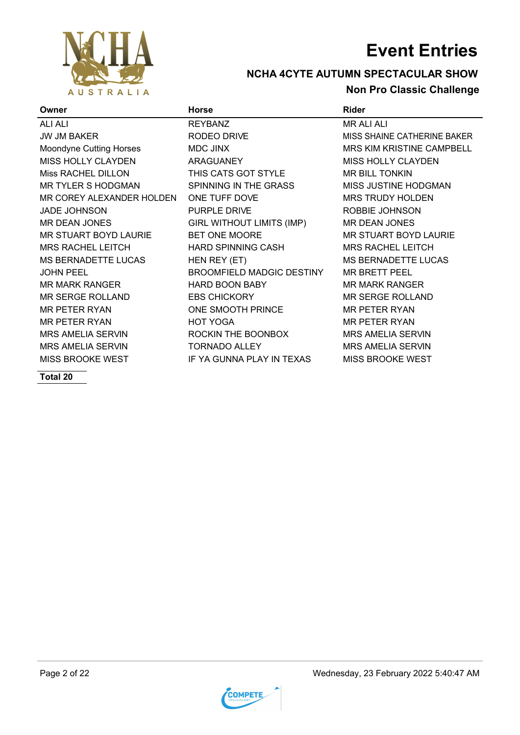# Event Entries

## NCHA 4CYTE AUTUMN SPECTACULAR SHOW

### Non Pro Classic Challenge

| Owner | Horse | Rider |
| --- | --- | --- |
| ALI ALI | REYBANZ | MR ALI ALI |
| JW JM BAKER | RODEO DRIVE | MISS SHAINE CATHERINE BAKER |
| Moondyne Cutting Horses | MDC JINX | MRS KIM KRISTINE CAMPBELL |
| MISS HOLLY CLAYDEN | ARAGUANEY | MISS HOLLY CLAYDEN |
| Miss RACHEL DILLON | THIS CATS GOT STYLE | MR BILL TONKIN |
| MR TYLER S HODGMAN | SPINNING IN THE GRASS | MISS JUSTINE HODGMAN |
| MR COREY ALEXANDER HOLDEN | ONE TUFF DOVE | MRS TRUDY HOLDEN |
| JADE JOHNSON | PURPLE DRIVE | ROBBIE JOHNSON |
| MR DEAN JONES | GIRL WITHOUT LIMITS (IMP) | MR DEAN JONES |
| MR STUART BOYD LAURIE | BET ONE MOORE | MR STUART BOYD LAURIE |
| MRS RACHEL LEITCH | HARD SPINNING CASH | MRS RACHEL LEITCH |
| MS BERNADETTE LUCAS | HEN REY (ET) | MS BERNADETTE LUCAS |
| JOHN PEEL | BROOMFIELD MADGIC DESTINY | MR BRETT PEEL |
| MR MARK RANGER | HARD BOON BABY | MR MARK RANGER |
| MR SERGE ROLLAND | EBS CHICKORY | MR SERGE ROLLAND |
| MR PETER RYAN | ONE SMOOTH PRINCE | MR PETER RYAN |
| MR PETER RYAN | HOT YOGA | MR PETER RYAN |
| MRS AMELIA SERVIN | ROCKIN THE BOONBOX | MRS AMELIA SERVIN |
| MRS AMELIA SERVIN | TORNADO ALLEY | MRS AMELIA SERVIN |
| MISS BROOKE WEST | IF YA GUNNA PLAY IN TEXAS | MISS BROOKE WEST |

**Total 20**

Wednesday, 23 February 2022 5:40:47 AM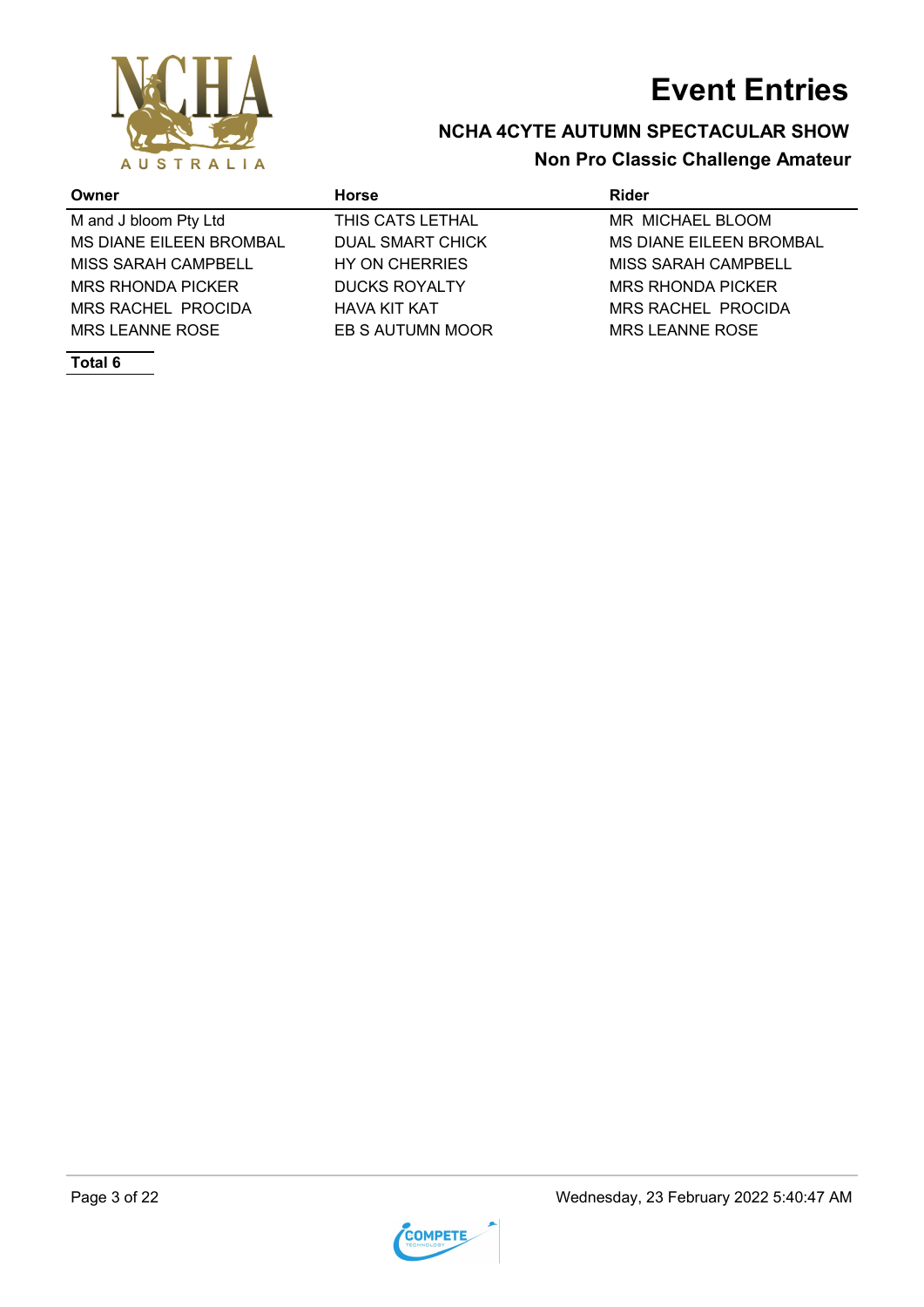# Event Entries

## NCHA 4CYTE AUTUMN SPECTACULAR SHOW

### Non Pro Classic Challenge Amateur

| Owner | Horse | Rider |
|---|---|---|
| M and J bloom Pty Ltd | THIS CATS LETHAL | MR  MICHAEL BLOOM |
| MS DIANE EILEEN BROMBAL | DUAL SMART CHICK | MS DIANE EILEEN BROMBAL |
| MISS SARAH CAMPBELL | HY ON CHERRIES | MISS SARAH CAMPBELL |
| MRS RHONDA PICKER | DUCKS ROYALTY | MRS RHONDA PICKER |
| MRS RACHEL  PROCIDA | HAVA KIT KAT | MRS RACHEL  PROCIDA |
| MRS LEANNE ROSE | EB S AUTUMN MOOR | MRS LEANNE ROSE |

**Total 6**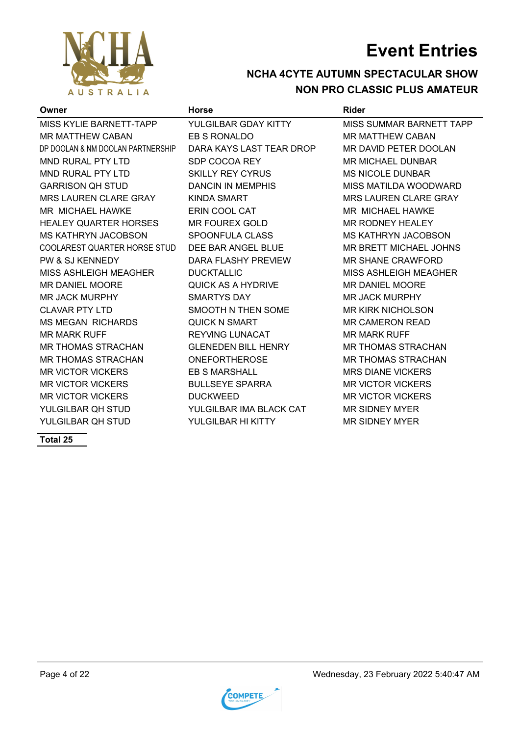# Event Entries

## NCHA 4CYTE AUTUMN SPECTACULAR SHOW
## NON PRO CLASSIC PLUS AMATEUR

| Owner | Horse | Rider |
|---|---|---|
| MISS KYLIE BARNETT-TAPP | YULGILBAR GDAY KITTY | MISS SUMMAR BARNETT TAPP |
| MR MATTHEW CABAN | EB S RONALDO | MR MATTHEW CABAN |
| DP DOOLAN & NM DOOLAN PARTNERSHIP | DARA KAYS LAST TEAR DROP | MR DAVID PETER DOOLAN |
| MND RURAL PTY LTD | SDP COCOA REY | MR MICHAEL DUNBAR |
| MND RURAL PTY LTD | SKILLY REY CYRUS | MS NICOLE DUNBAR |
| GARRISON QH STUD | DANCIN IN MEMPHIS | MISS MATILDA WOODWARD |
| MRS LAUREN CLARE GRAY | KINDA SMART | MRS LAUREN CLARE GRAY |
| MR MICHAEL HAWKE | ERIN COOL CAT | MR MICHAEL HAWKE |
| HEALEY QUARTER HORSES | MR FOUREX GOLD | MR RODNEY HEALEY |
| MS KATHRYN JACOBSON | SPOONFULA CLASS | MS KATHRYN JACOBSON |
| COOLAREST QUARTER HORSE STUD | DEE BAR ANGEL BLUE | MR BRETT MICHAEL JOHNS |
| PW & SJ KENNEDY | DARA FLASHY PREVIEW | MR SHANE CRAWFORD |
| MISS ASHLEIGH MEAGHER | DUCKTALLIC | MISS ASHLEIGH MEAGHER |
| MR DANIEL MOORE | QUICK AS A HYDRIVE | MR DANIEL MOORE |
| MR JACK MURPHY | SMARTYS DAY | MR JACK MURPHY |
| CLAVAR PTY LTD | SMOOTH N THEN SOME | MR KIRK NICHOLSON |
| MS MEGAN RICHARDS | QUICK N SMART | MR CAMERON READ |
| MR MARK RUFF | REYVING LUNACAT | MR MARK RUFF |
| MR THOMAS STRACHAN | GLENEDEN BILL HENRY | MR THOMAS STRACHAN |
| MR THOMAS STRACHAN | ONEFORTHEROSE | MR THOMAS STRACHAN |
| MR VICTOR VICKERS | EB S MARSHALL | MRS DIANE VICKERS |
| MR VICTOR VICKERS | BULLSEYE SPARRA | MR VICTOR VICKERS |
| MR VICTOR VICKERS | DUCKWEED | MR VICTOR VICKERS |
| YULGILBAR QH STUD | YULGILBAR IMA BLACK CAT | MR SIDNEY MYER |
| YULGILBAR QH STUD | YULGILBAR HI KITTY | MR SIDNEY MYER |

**Total 25**

Wednesday, 23 February 2022 5:40:47 AM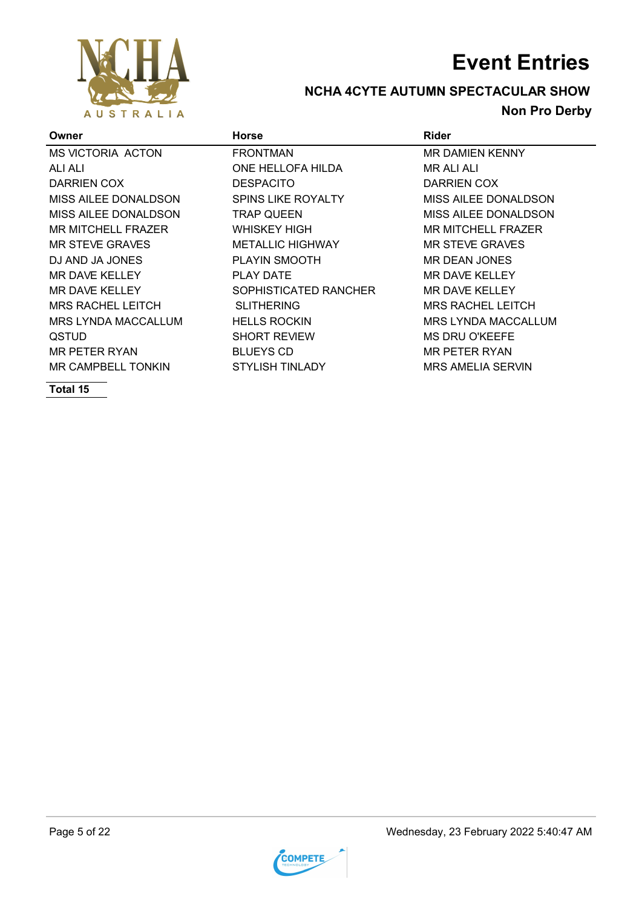# Event Entries

## NCHA 4CYTE AUTUMN SPECTACULAR SHOW

### Non Pro Derby

| Owner | Horse | Rider |
|---|---|---|
| MS VICTORIA  ACTON | FRONTMAN | MR DAMIEN KENNY |
| ALI ALI | ONE HELLOFA HILDA | MR ALI ALI |
| DARRIEN COX | DESPACITO | DARRIEN COX |
| MISS AILEE DONALDSON | SPINS LIKE ROYALTY | MISS AILEE DONALDSON |
| MISS AILEE DONALDSON | TRAP QUEEN | MISS AILEE DONALDSON |
| MR MITCHELL FRAZER | WHISKEY HIGH | MR MITCHELL FRAZER |
| MR STEVE GRAVES | METALLIC HIGHWAY | MR STEVE GRAVES |
| DJ AND JA JONES | PLAYIN SMOOTH | MR DEAN JONES |
| MR DAVE KELLEY | PLAY DATE | MR DAVE KELLEY |
| MR DAVE KELLEY | SOPHISTICATED RANCHER | MR DAVE KELLEY |
| MRS RACHEL LEITCH | SLITHERING | MRS RACHEL LEITCH |
| MRS LYNDA MACCALLUM | HELLS ROCKIN | MRS LYNDA MACCALLUM |
| QSTUD | SHORT REVIEW | MS DRU O'KEEFE |
| MR PETER RYAN | BLUEYS CD | MR PETER RYAN |
| MR CAMPBELL TONKIN | STYLISH TINLADY | MRS AMELIA SERVIN |

**Total 15**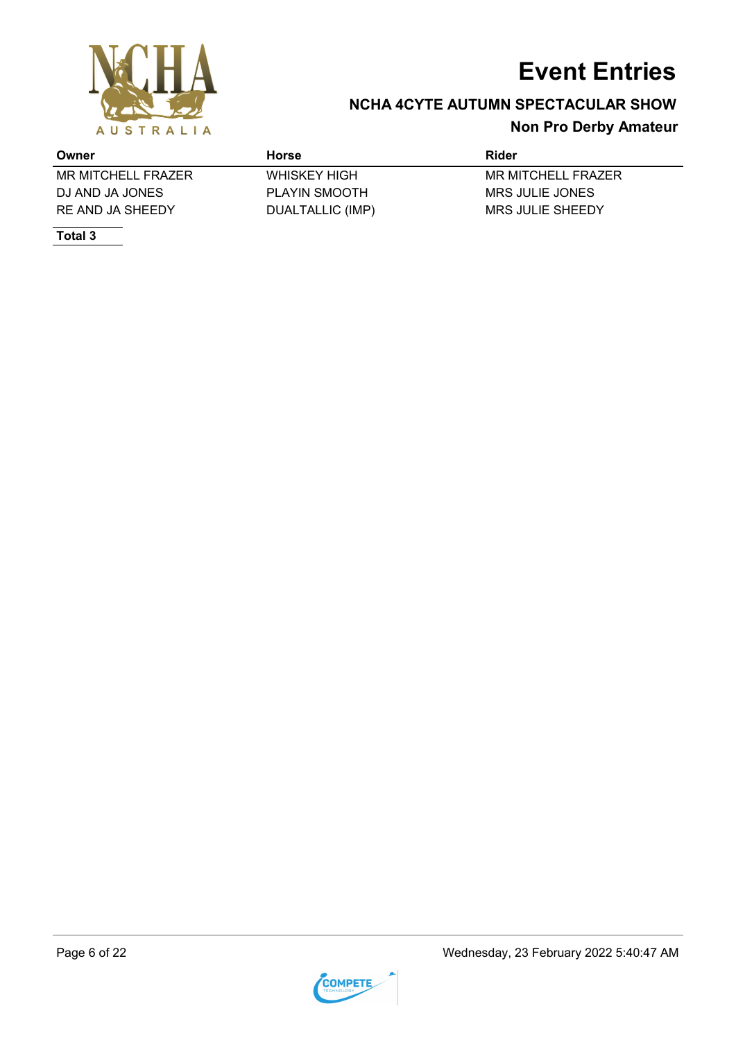# Event Entries

## NCHA 4CYTE AUTUMN SPECTACULAR SHOW

### Non Pro Derby Amateur

| Owner | Horse | Rider |
| --- | --- | --- |
| MR MITCHELL FRAZER | WHISKEY HIGH | MR MITCHELL FRAZER |
| DJ AND JA JONES | PLAYIN SMOOTH | MRS JULIE JONES |
| RE AND JA SHEEDY | DUALTALLIC (IMP) | MRS JULIE SHEEDY |

**Total 3**

Wednesday, 23 February 2022 5:40:47 AM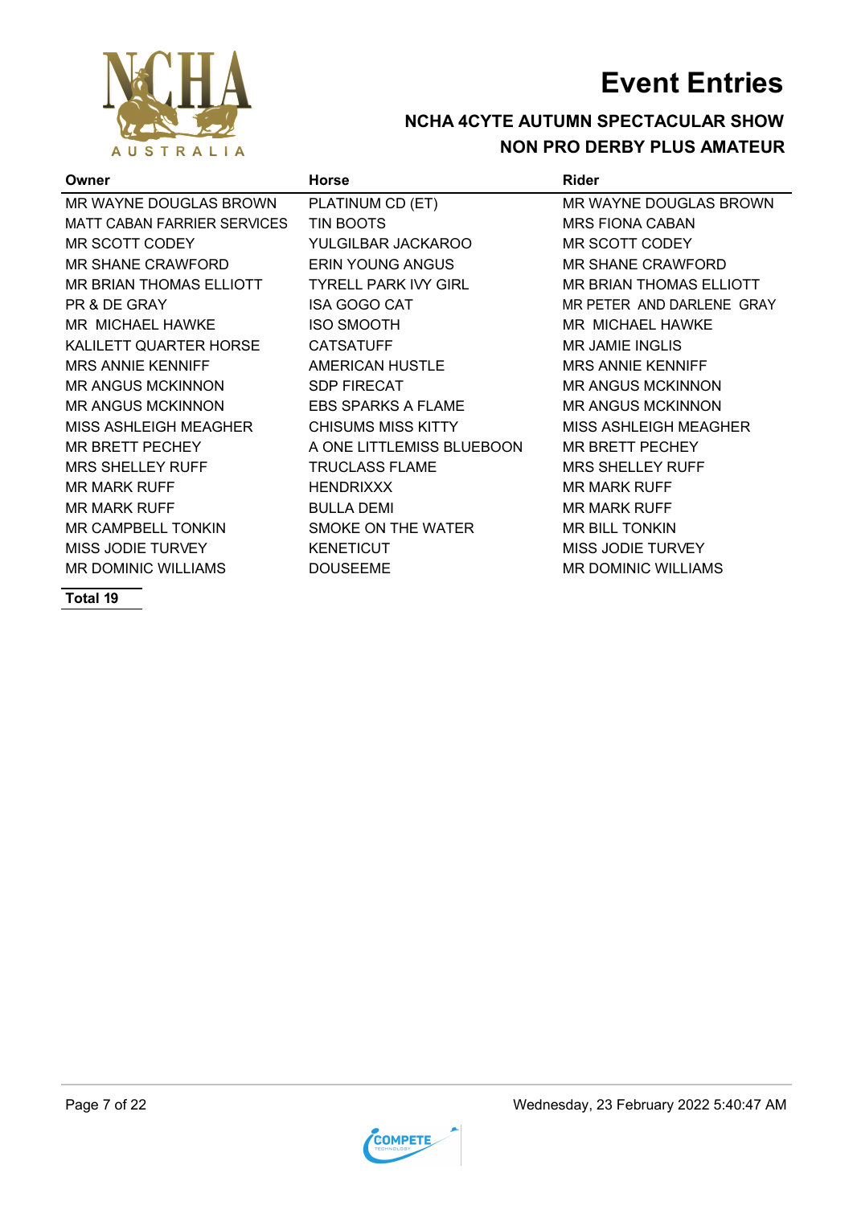# Event Entries

## NCHA 4CYTE AUTUMN SPECTACULAR SHOW
## NON PRO DERBY PLUS AMATEUR

| Owner | Horse | Rider |
|---|---|---|
| MR WAYNE DOUGLAS BROWN | PLATINUM CD (ET) | MR WAYNE DOUGLAS BROWN |
| MATT CABAN FARRIER SERVICES | TIN BOOTS | MRS FIONA CABAN |
| MR SCOTT CODEY | YULGILBAR JACKAROO | MR SCOTT CODEY |
| MR SHANE CRAWFORD | ERIN YOUNG ANGUS | MR SHANE CRAWFORD |
| MR BRIAN THOMAS ELLIOTT | TYRELL PARK IVY GIRL | MR BRIAN THOMAS ELLIOTT |
| PR & DE GRAY | ISA GOGO CAT | MR PETER AND DARLENE GRAY |
| MR MICHAEL HAWKE | ISO SMOOTH | MR MICHAEL HAWKE |
| KALILETT QUARTER HORSE | CATSATUFF | MR JAMIE INGLIS |
| MRS ANNIE KENNIFF | AMERICAN HUSTLE | MRS ANNIE KENNIFF |
| MR ANGUS MCKINNON | SDP FIRECAT | MR ANGUS MCKINNON |
| MR ANGUS MCKINNON | EBS SPARKS A FLAME | MR ANGUS MCKINNON |
| MISS ASHLEIGH MEAGHER | CHISUMS MISS KITTY | MISS ASHLEIGH MEAGHER |
| MR BRETT PECHEY | A ONE LITTLEMISS BLUEBOON | MR BRETT PECHEY |
| MRS SHELLEY RUFF | TRUCLASS FLAME | MRS SHELLEY RUFF |
| MR MARK RUFF | HENDRIXXX | MR MARK RUFF |
| MR MARK RUFF | BULLA DEMI | MR MARK RUFF |
| MR CAMPBELL TONKIN | SMOKE ON THE WATER | MR BILL TONKIN |
| MISS JODIE TURVEY | KENETICUT | MISS JODIE TURVEY |
| MR DOMINIC WILLIAMS | DOUSEEME | MR DOMINIC WILLIAMS |

**Total 19**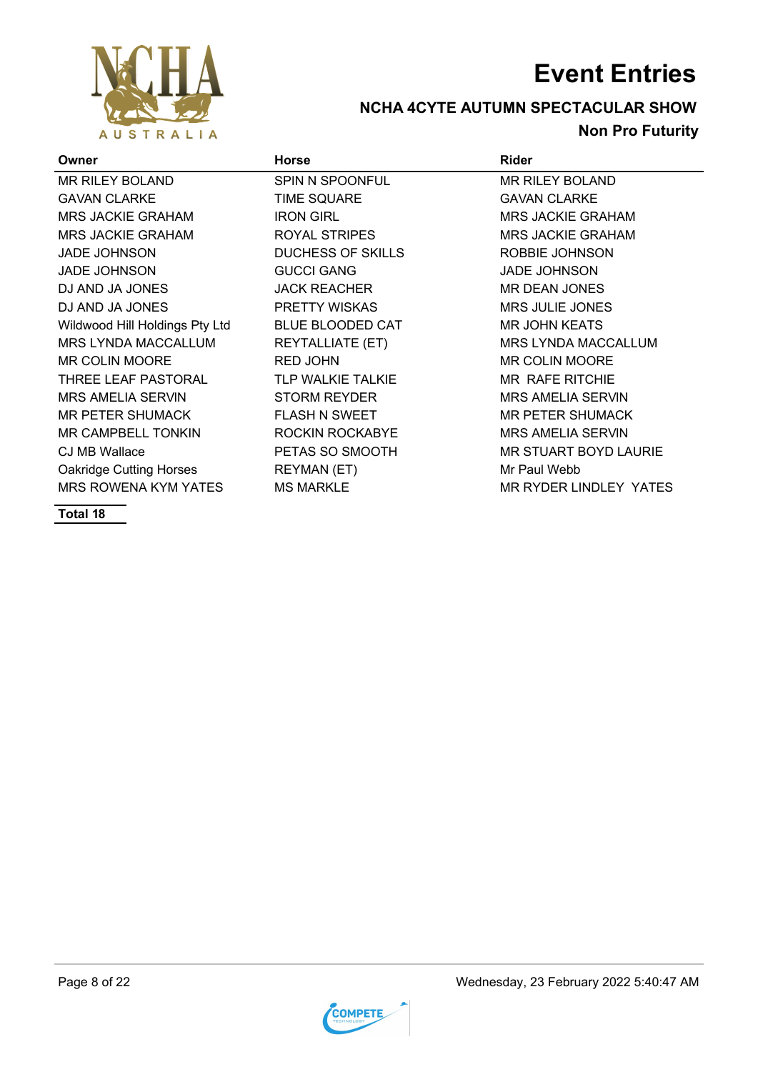# Event Entries

## NCHA 4CYTE AUTUMN SPECTACULAR SHOW

### Non Pro Futurity

| Owner | Horse | Rider |
|---|---|---|
| MR RILEY BOLAND | SPIN N SPOONFUL | MR RILEY BOLAND |
| GAVAN CLARKE | TIME SQUARE | GAVAN CLARKE |
| MRS JACKIE GRAHAM | IRON GIRL | MRS JACKIE GRAHAM |
| MRS JACKIE GRAHAM | ROYAL STRIPES | MRS JACKIE GRAHAM |
| JADE JOHNSON | DUCHESS OF SKILLS | ROBBIE JOHNSON |
| JADE JOHNSON | GUCCI GANG | JADE JOHNSON |
| DJ AND JA JONES | JACK REACHER | MR DEAN JONES |
| DJ AND JA JONES | PRETTY WISKAS | MRS JULIE JONES |
| Wildwood Hill Holdings Pty Ltd | BLUE BLOODED CAT | MR JOHN KEATS |
| MRS LYNDA MACCALLUM | REYTALLIATE (ET) | MRS LYNDA MACCALLUM |
| MR COLIN MOORE | RED JOHN | MR COLIN MOORE |
| THREE LEAF PASTORAL | TLP WALKIE TALKIE | MR RAFE RITCHIE |
| MRS AMELIA SERVIN | STORM REYDER | MRS AMELIA SERVIN |
| MR PETER SHUMACK | FLASH N SWEET | MR PETER SHUMACK |
| MR CAMPBELL TONKIN | ROCKIN ROCKABYE | MRS AMELIA SERVIN |
| CJ MB Wallace | PETAS SO SMOOTH | MR STUART BOYD LAURIE |
| Oakridge Cutting Horses | REYMAN (ET) | Mr Paul Webb |
| MRS ROWENA KYM YATES | MS MARKLE | MR RYDER LINDLEY YATES |

**Total 18**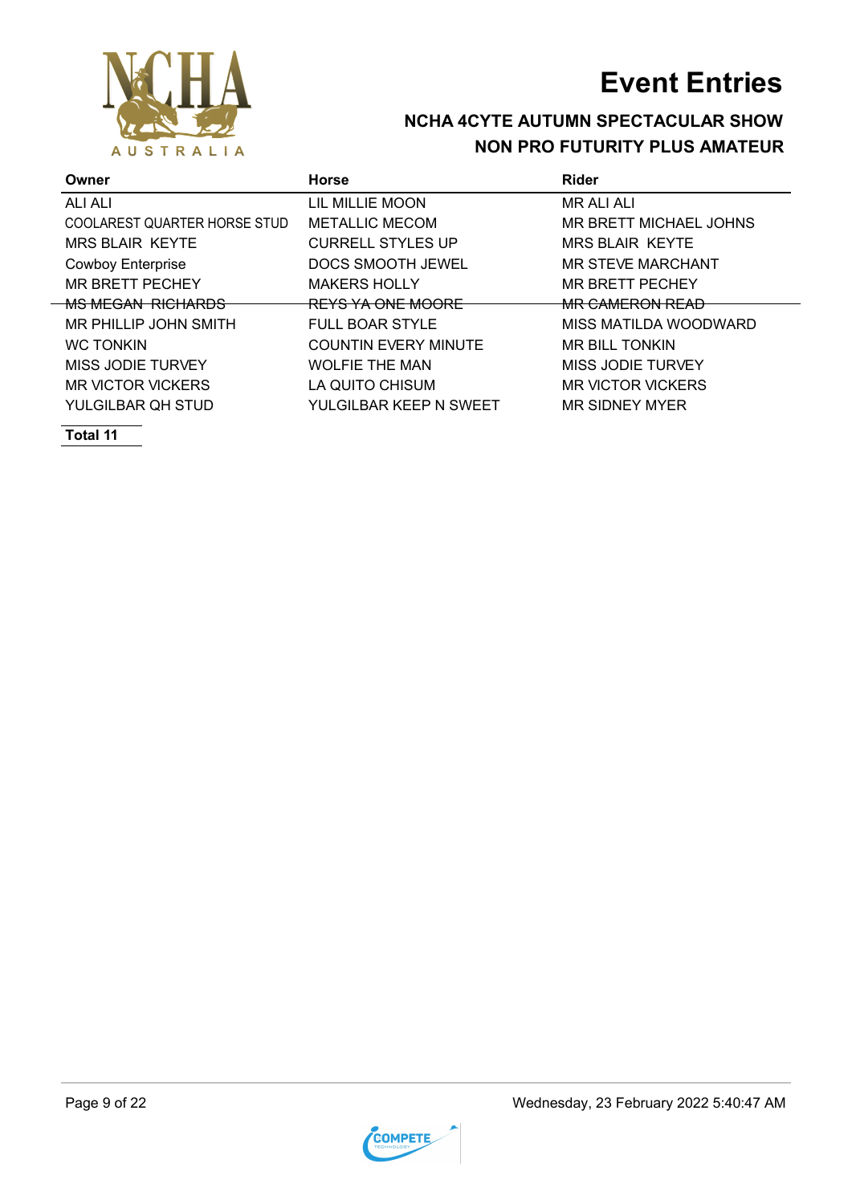# Event Entries

## NCHA 4CYTE AUTUMN SPECTACULAR SHOW

## NON PRO FUTURITY PLUS AMATEUR

| Owner | Horse | Rider |
|---|---|---|
| ALI ALI | LIL MILLIE MOON | MR ALI ALI |
| COOLAREST QUARTER HORSE STUD | METALLIC MECOM | MR BRETT MICHAEL JOHNS |
| MRS BLAIR KEYTE | CURRELL STYLES UP | MRS BLAIR KEYTE |
| Cowboy Enterprise | DOCS SMOOTH JEWEL | MR STEVE MARCHANT |
| MR BRETT PECHEY | MAKERS HOLLY | MR BRETT PECHEY |
| ~~MS MEGAN RICHARDS~~ | ~~REYS YA ONE MOORE~~ | ~~MR CAMERON READ~~ |
| MR PHILLIP JOHN SMITH | FULL BOAR STYLE | MISS MATILDA WOODWARD |
| WC TONKIN | COUNTIN EVERY MINUTE | MR BILL TONKIN |
| MISS JODIE TURVEY | WOLFIE THE MAN | MISS JODIE TURVEY |
| MR VICTOR VICKERS | LA QUITO CHISUM | MR VICTOR VICKERS |
| YULGILBAR QH STUD | YULGILBAR KEEP N SWEET | MR SIDNEY MYER |

**Total 11**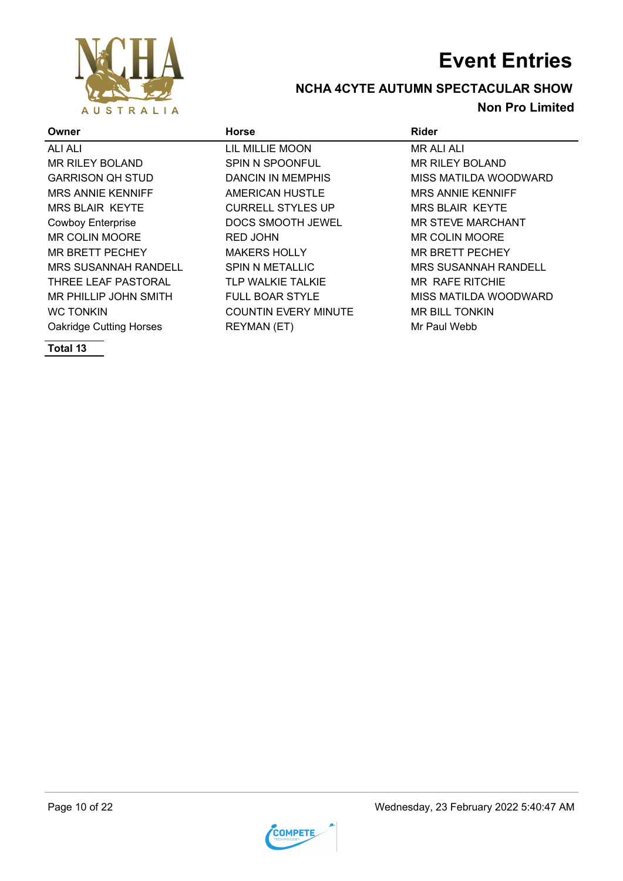# Event Entries

## NCHA 4CYTE AUTUMN SPECTACULAR SHOW

### Non Pro Limited

| Owner | Horse | Rider |
|---|---|---|
| ALI ALI | LIL MILLIE MOON | MR ALI ALI |
| MR RILEY BOLAND | SPIN N SPOONFUL | MR RILEY BOLAND |
| GARRISON QH STUD | DANCIN IN MEMPHIS | MISS MATILDA WOODWARD |
| MRS ANNIE KENNIFF | AMERICAN HUSTLE | MRS ANNIE KENNIFF |
| MRS BLAIR KEYTE | CURRELL STYLES UP | MRS BLAIR KEYTE |
| Cowboy Enterprise | DOCS SMOOTH JEWEL | MR STEVE MARCHANT |
| MR COLIN MOORE | RED JOHN | MR COLIN MOORE |
| MR BRETT PECHEY | MAKERS HOLLY | MR BRETT PECHEY |
| MRS SUSANNAH RANDELL | SPIN N METALLIC | MRS SUSANNAH RANDELL |
| THREE LEAF PASTORAL | TLP WALKIE TALKIE | MR RAFE RITCHIE |
| MR PHILLIP JOHN SMITH | FULL BOAR STYLE | MISS MATILDA WOODWARD |
| WC TONKIN | COUNTIN EVERY MINUTE | MR BILL TONKIN |
| Oakridge Cutting Horses | REYMAN (ET) | Mr Paul Webb |

**Total 13**

Wednesday, 23 February 2022 5:40:47 AM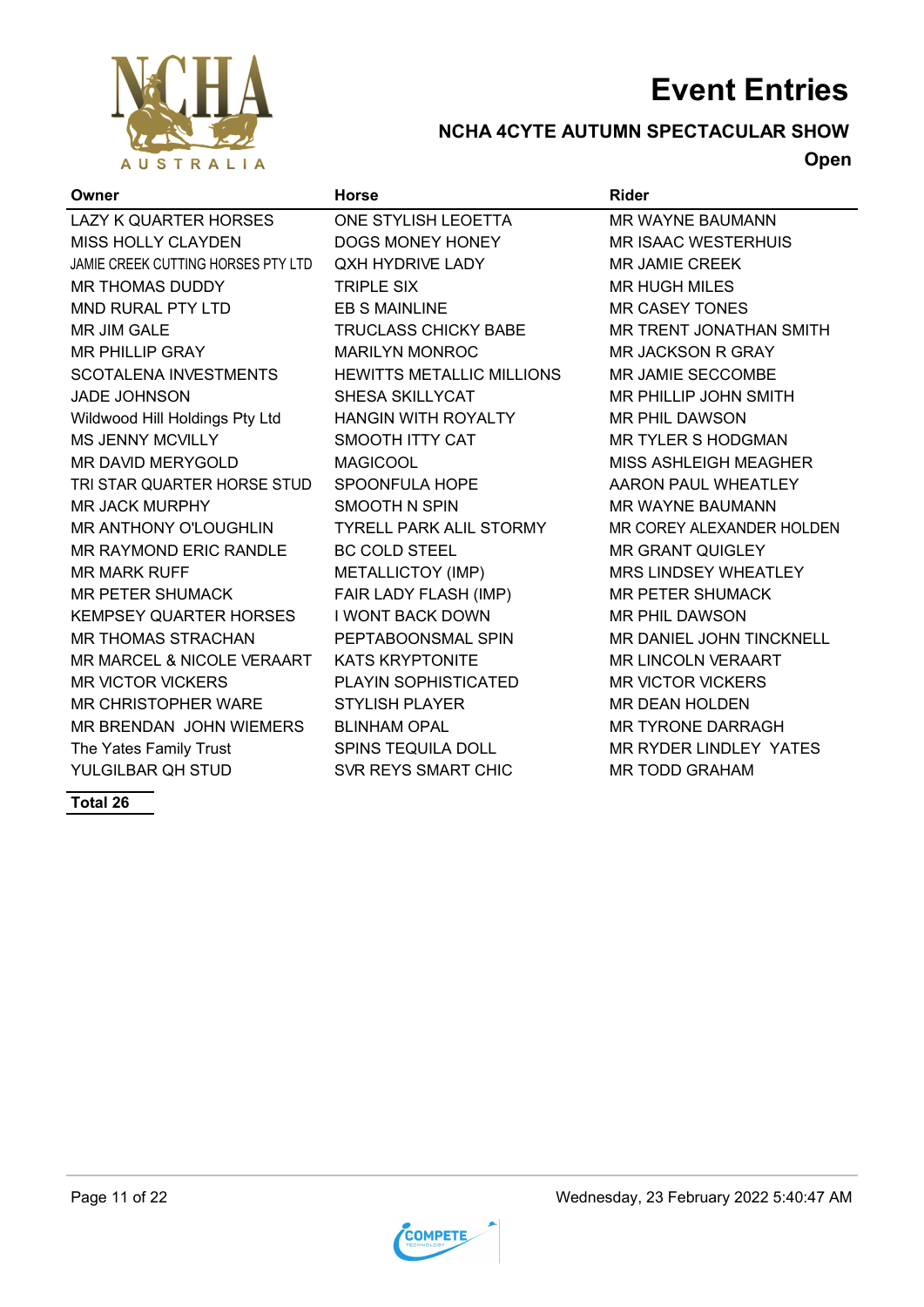# Event Entries

## NCHA 4CYTE AUTUMN SPECTACULAR SHOW

### Open

| Owner | Horse | Rider |
|---|---|---|
| LAZY K QUARTER HORSES | ONE STYLISH LEOETTA | MR WAYNE BAUMANN |
| MISS HOLLY CLAYDEN | DOGS MONEY HONEY | MR ISAAC WESTERHUIS |
| JAMIE CREEK CUTTING HORSES PTY LTD | QXH HYDRIVE LADY | MR JAMIE CREEK |
| MR THOMAS DUDDY | TRIPLE SIX | MR HUGH MILES |
| MND RURAL PTY LTD | EB S MAINLINE | MR CASEY TONES |
| MR JIM GALE | TRUCLASS CHICKY BABE | MR TRENT JONATHAN SMITH |
| MR PHILLIP GRAY | MARILYN MONROC | MR JACKSON R GRAY |
| SCOTALENA INVESTMENTS | HEWITTS METALLIC MILLIONS | MR JAMIE SECCOMBE |
| JADE JOHNSON | SHESA SKILLYCAT | MR PHILLIP JOHN SMITH |
| Wildwood Hill Holdings Pty Ltd | HANGIN WITH ROYALTY | MR PHIL DAWSON |
| MS JENNY MCVILLY | SMOOTH ITTY CAT | MR TYLER S HODGMAN |
| MR DAVID MERYGOLD | MAGICOOL | MISS ASHLEIGH MEAGHER |
| TRI STAR QUARTER HORSE STUD | SPOONFULA HOPE | AARON PAUL WHEATLEY |
| MR JACK MURPHY | SMOOTH N SPIN | MR WAYNE BAUMANN |
| MR ANTHONY O'LOUGHLIN | TYRELL PARK ALIL STORMY | MR COREY ALEXANDER HOLDEN |
| MR RAYMOND ERIC RANDLE | BC COLD STEEL | MR GRANT QUIGLEY |
| MR MARK RUFF | METALLICTOY (IMP) | MRS LINDSEY WHEATLEY |
| MR PETER SHUMACK | FAIR LADY FLASH (IMP) | MR PETER SHUMACK |
| KEMPSEY QUARTER HORSES | I WONT BACK DOWN | MR PHIL DAWSON |
| MR THOMAS STRACHAN | PEPTABOONSMAL SPIN | MR DANIEL JOHN TINCKNELL |
| MR MARCEL & NICOLE VERAART | KATS KRYPTONITE | MR LINCOLN VERAART |
| MR VICTOR VICKERS | PLAYIN SOPHISTICATED | MR VICTOR VICKERS |
| MR CHRISTOPHER WARE | STYLISH PLAYER | MR DEAN HOLDEN |
| MR BRENDAN JOHN WIEMERS | BLINHAM OPAL | MR TYRONE DARRAGH |
| The Yates Family Trust | SPINS TEQUILA DOLL | MR RYDER LINDLEY YATES |
| YULGILBAR QH STUD | SVR REYS SMART CHIC | MR TODD GRAHAM |

**Total 26**

Wednesday, 23 February 2022 5:40:47 AM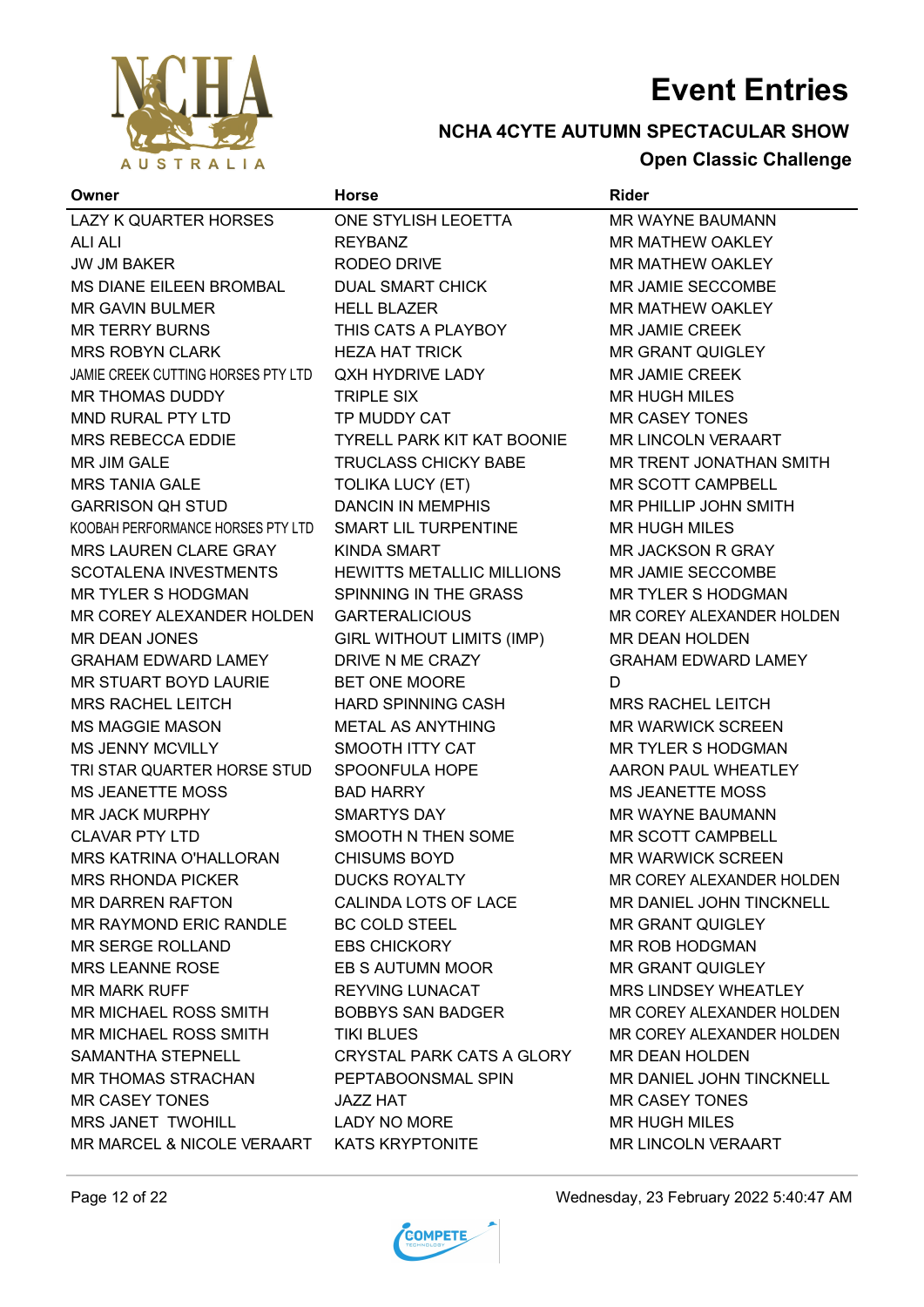# Event Entries

## NCHA 4CYTE AUTUMN SPECTACULAR SHOW

### Open Classic Challenge

| Owner | Horse | Rider |
|---|---|---|
| LAZY K QUARTER HORSES | ONE STYLISH LEOETTA | MR WAYNE BAUMANN |
| ALI ALI | REYBANZ | MR MATHEW OAKLEY |
| JW JM BAKER | RODEO DRIVE | MR MATHEW OAKLEY |
| MS DIANE EILEEN BROMBAL | DUAL SMART CHICK | MR JAMIE SECCOMBE |
| MR GAVIN BULMER | HELL BLAZER | MR MATHEW OAKLEY |
| MR TERRY BURNS | THIS CATS A PLAYBOY | MR JAMIE CREEK |
| MRS ROBYN CLARK | HEZA HAT TRICK | MR GRANT QUIGLEY |
| JAMIE CREEK CUTTING HORSES PTY LTD | QXH HYDRIVE LADY | MR JAMIE CREEK |
| MR THOMAS DUDDY | TRIPLE SIX | MR HUGH MILES |
| MND RURAL PTY LTD | TP MUDDY CAT | MR CASEY TONES |
| MRS REBECCA EDDIE | TYRELL PARK KIT KAT BOONIE | MR LINCOLN VERAART |
| MR JIM GALE | TRUCLASS CHICKY BABE | MR TRENT JONATHAN SMITH |
| MRS TANIA GALE | TOLIKA LUCY (ET) | MR SCOTT CAMPBELL |
| GARRISON QH STUD | DANCIN IN MEMPHIS | MR PHILLIP JOHN SMITH |
| KOOBAH PERFORMANCE HORSES PTY LTD | SMART LIL TURPENTINE | MR HUGH MILES |
| MRS LAUREN CLARE GRAY | KINDA SMART | MR JACKSON R GRAY |
| SCOTALENA INVESTMENTS | HEWITTS METALLIC MILLIONS | MR JAMIE SECCOMBE |
| MR TYLER S HODGMAN | SPINNING IN THE GRASS | MR TYLER S HODGMAN |
| MR COREY ALEXANDER HOLDEN | GARTERALICIOUS | MR COREY ALEXANDER HOLDEN |
| MR DEAN JONES | GIRL WITHOUT LIMITS (IMP) | MR DEAN HOLDEN |
| GRAHAM EDWARD LAMEY | DRIVE N ME CRAZY | GRAHAM EDWARD LAMEY |
| MR STUART BOYD LAURIE | BET ONE MOORE | D |
| MRS RACHEL LEITCH | HARD SPINNING CASH | MRS RACHEL LEITCH |
| MS MAGGIE MASON | METAL AS ANYTHING | MR WARWICK SCREEN |
| MS JENNY MCVILLY | SMOOTH ITTY CAT | MR TYLER S HODGMAN |
| TRI STAR QUARTER HORSE STUD | SPOONFULA HOPE | AARON PAUL WHEATLEY |
| MS JEANETTE MOSS | BAD HARRY | MS JEANETTE MOSS |
| MR JACK MURPHY | SMARTYS DAY | MR WAYNE BAUMANN |
| CLAVAR PTY LTD | SMOOTH N THEN SOME | MR SCOTT CAMPBELL |
| MRS KATRINA O'HALLORAN | CHISUMS BOYD | MR WARWICK SCREEN |
| MRS RHONDA PICKER | DUCKS ROYALTY | MR COREY ALEXANDER HOLDEN |
| MR DARREN RAFTON | CALINDA LOTS OF LACE | MR DANIEL JOHN TINCKNELL |
| MR RAYMOND ERIC RANDLE | BC COLD STEEL | MR GRANT QUIGLEY |
| MR SERGE ROLLAND | EBS CHICKORY | MR ROB HODGMAN |
| MRS LEANNE ROSE | EB S AUTUMN MOOR | MR GRANT QUIGLEY |
| MR MARK RUFF | REYVING LUNACAT | MRS LINDSEY WHEATLEY |
| MR MICHAEL ROSS SMITH | BOBBYS SAN BADGER | MR COREY ALEXANDER HOLDEN |
| MR MICHAEL ROSS SMITH | TIKI BLUES | MR COREY ALEXANDER HOLDEN |
| SAMANTHA STEPNELL | CRYSTAL PARK CATS A GLORY | MR DEAN HOLDEN |
| MR THOMAS STRACHAN | PEPTABOONSMAL SPIN | MR DANIEL JOHN TINCKNELL |
| MR CASEY TONES | JAZZ HAT | MR CASEY TONES |
| MRS JANET TWOHILL | LADY NO MORE | MR HUGH MILES |
| MR MARCEL & NICOLE VERAART | KATS KRYPTONITE | MR LINCOLN VERAART |

Wednesday, 23 February 2022 5:40:47 AM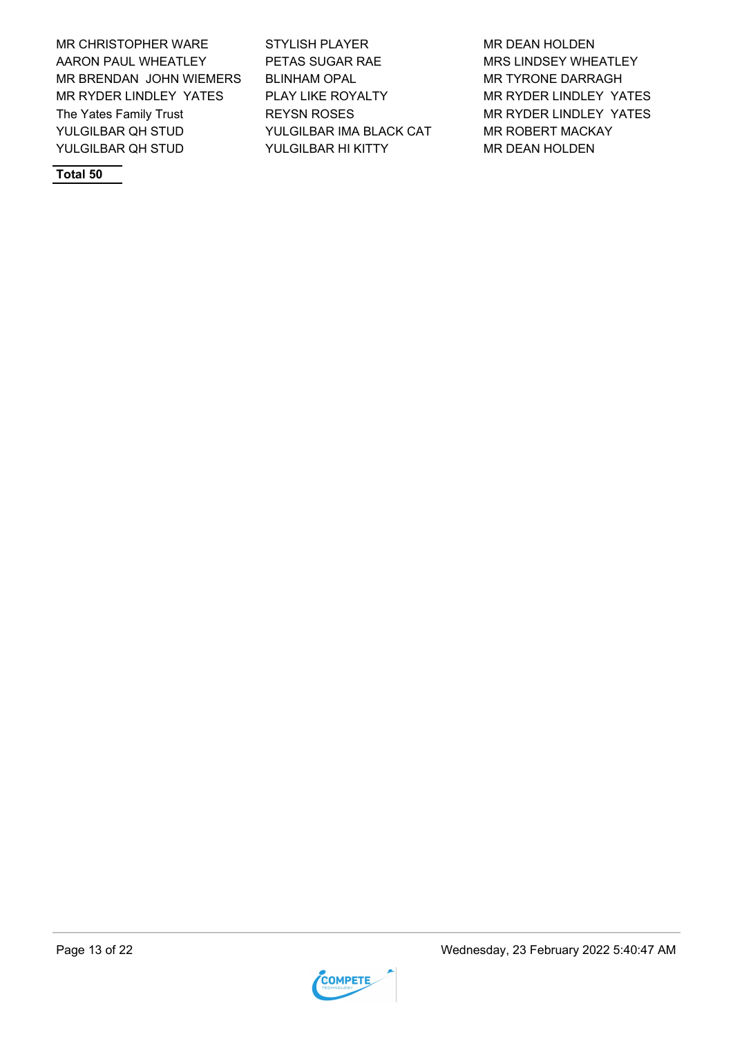| | | |
|---|---|---|
| MR CHRISTOPHER WARE | STYLISH PLAYER | MR DEAN HOLDEN |
| AARON PAUL WHEATLEY | PETAS SUGAR RAE | MRS LINDSEY WHEATLEY |
| MR BRENDAN JOHN WIEMERS | BLINHAM OPAL | MR TYRONE DARRAGH |
| MR RYDER LINDLEY YATES | PLAY LIKE ROYALTY | MR RYDER LINDLEY YATES |
| The Yates Family Trust | REYSN ROSES | MR RYDER LINDLEY YATES |
| YULGILBAR QH STUD | YULGILBAR IMA BLACK CAT | MR ROBERT MACKAY |
| YULGILBAR QH STUD | YULGILBAR HI KITTY | MR DEAN HOLDEN |

**Total 50**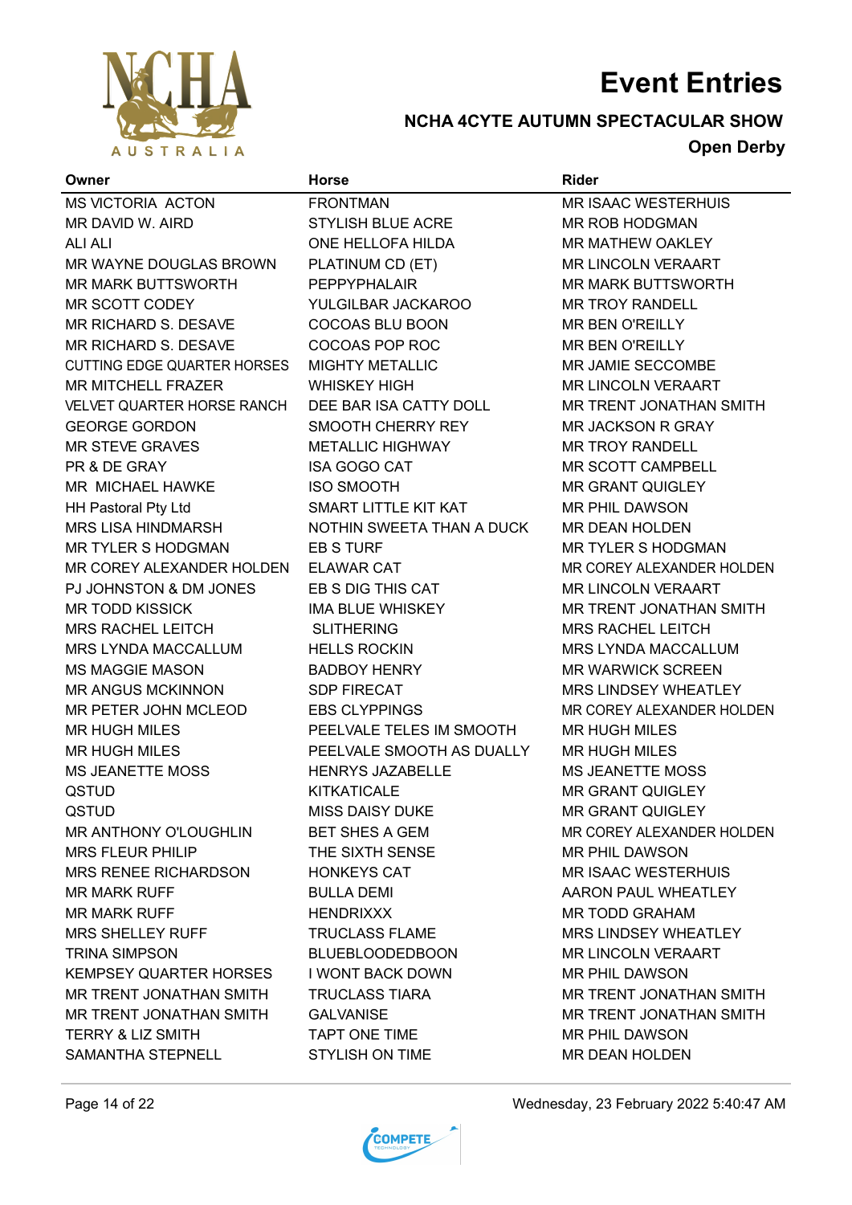# Event Entries

## NCHA 4CYTE AUTUMN SPECTACULAR SHOW

### Open Derby

| Owner | Horse | Rider |
|---|---|---|
| MS VICTORIA ACTON | FRONTMAN | MR ISAAC WESTERHUIS |
| MR DAVID W. AIRD | STYLISH BLUE ACRE | MR ROB HODGMAN |
| ALI ALI | ONE HELLOFA HILDA | MR MATHEW OAKLEY |
| MR WAYNE DOUGLAS BROWN | PLATINUM CD (ET) | MR LINCOLN VERAART |
| MR MARK BUTTSWORTH | PEPPYPHALAIR | MR MARK BUTTSWORTH |
| MR SCOTT CODEY | YULGILBAR JACKAROO | MR TROY RANDELL |
| MR RICHARD S. DESAVE | COCOAS BLU BOON | MR BEN O'REILLY |
| MR RICHARD S. DESAVE | COCOAS POP ROC | MR BEN O'REILLY |
| CUTTING EDGE QUARTER HORSES | MIGHTY METALLIC | MR JAMIE SECCOMBE |
| MR MITCHELL FRAZER | WHISKEY HIGH | MR LINCOLN VERAART |
| VELVET QUARTER HORSE RANCH | DEE BAR ISA CATTY DOLL | MR TRENT JONATHAN SMITH |
| GEORGE GORDON | SMOOTH CHERRY REY | MR JACKSON R GRAY |
| MR STEVE GRAVES | METALLIC HIGHWAY | MR TROY RANDELL |
| PR & DE GRAY | ISA GOGO CAT | MR SCOTT CAMPBELL |
| MR MICHAEL HAWKE | ISO SMOOTH | MR GRANT QUIGLEY |
| HH Pastoral Pty Ltd | SMART LITTLE KIT KAT | MR PHIL DAWSON |
| MRS LISA HINDMARSH | NOTHIN SWEETA THAN A DUCK | MR DEAN HOLDEN |
| MR TYLER S HODGMAN | EB S TURF | MR TYLER S HODGMAN |
| MR COREY ALEXANDER HOLDEN | ELAWAR CAT | MR COREY ALEXANDER HOLDEN |
| PJ JOHNSTON & DM JONES | EB S DIG THIS CAT | MR LINCOLN VERAART |
| MR TODD KISSICK | IMA BLUE WHISKEY | MR TRENT JONATHAN SMITH |
| MRS RACHEL LEITCH | SLITHERING | MRS RACHEL LEITCH |
| MRS LYNDA MACCALLUM | HELLS ROCKIN | MRS LYNDA MACCALLUM |
| MS MAGGIE MASON | BADBOY HENRY | MR WARWICK SCREEN |
| MR ANGUS MCKINNON | SDP FIRECAT | MRS LINDSEY WHEATLEY |
| MR PETER JOHN MCLEOD | EBS CLYPPINGS | MR COREY ALEXANDER HOLDEN |
| MR HUGH MILES | PEELVALE TELES IM SMOOTH | MR HUGH MILES |
| MR HUGH MILES | PEELVALE SMOOTH AS DUALLY | MR HUGH MILES |
| MS JEANETTE MOSS | HENRYS JAZABELLE | MS JEANETTE MOSS |
| QSTUD | KITKATICALE | MR GRANT QUIGLEY |
| QSTUD | MISS DAISY DUKE | MR GRANT QUIGLEY |
| MR ANTHONY O'LOUGHLIN | BET SHES A GEM | MR COREY ALEXANDER HOLDEN |
| MRS FLEUR PHILIP | THE SIXTH SENSE | MR PHIL DAWSON |
| MRS RENEE RICHARDSON | HONKEYS CAT | MR ISAAC WESTERHUIS |
| MR MARK RUFF | BULLA DEMI | AARON PAUL WHEATLEY |
| MR MARK RUFF | HENDRIXXX | MR TODD GRAHAM |
| MRS SHELLEY RUFF | TRUCLASS FLAME | MRS LINDSEY WHEATLEY |
| TRINA SIMPSON | BLUEBLOODEDBOON | MR LINCOLN VERAART |
| KEMPSEY QUARTER HORSES | I WONT BACK DOWN | MR PHIL DAWSON |
| MR TRENT JONATHAN SMITH | TRUCLASS TIARA | MR TRENT JONATHAN SMITH |
| MR TRENT JONATHAN SMITH | GALVANISE | MR TRENT JONATHAN SMITH |
| TERRY & LIZ SMITH | TAPT ONE TIME | MR PHIL DAWSON |
| SAMANTHA STEPNELL | STYLISH ON TIME | MR DEAN HOLDEN |

Wednesday, 23 February 2022 5:40:47 AM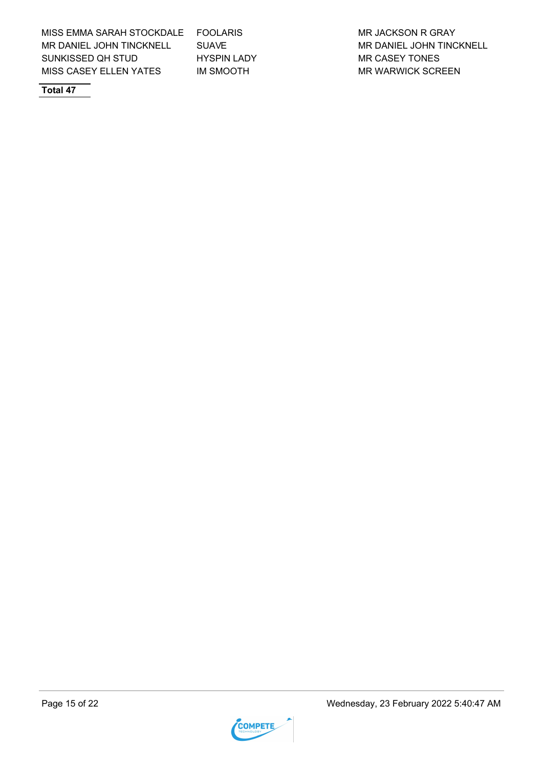| | | |
|---|---|---|
| MISS EMMA SARAH STOCKDALE | FOOLARIS | MR JACKSON R GRAY |
| MR DANIEL JOHN TINCKNELL | SUAVE | MR DANIEL JOHN TINCKNELL |
| SUNKISSED QH STUD | HYSPIN LADY | MR CASEY TONES |
| MISS CASEY ELLEN YATES | IM SMOOTH | MR WARWICK SCREEN |

**Total 47**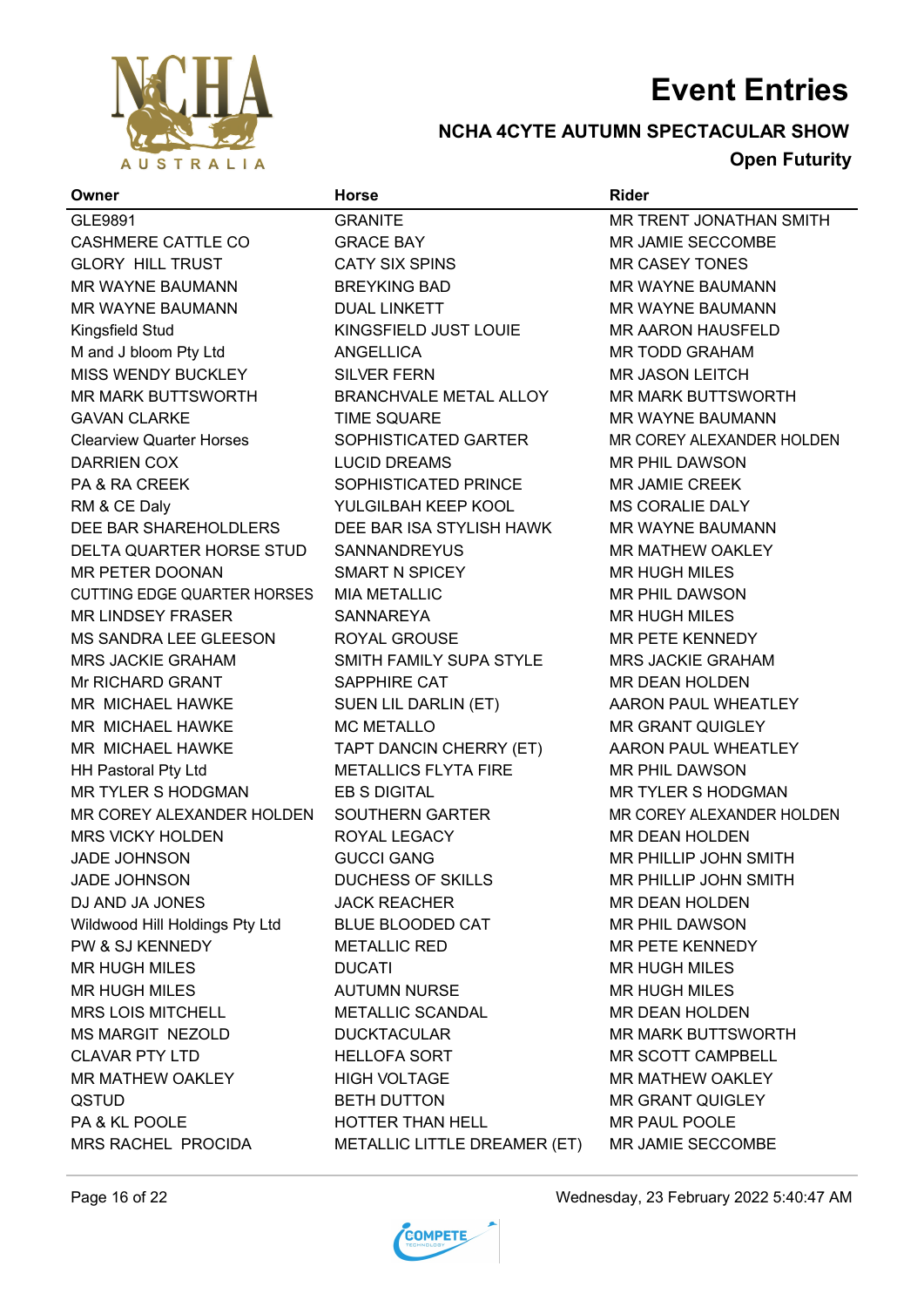# Event Entries

## NCHA 4CYTE AUTUMN SPECTACULAR SHOW

### Open Futurity

| Owner | Horse | Rider |
|---|---|---|
| GLE9891 | GRANITE | MR TRENT JONATHAN SMITH |
| CASHMERE CATTLE CO | GRACE BAY | MR JAMIE SECCOMBE |
| GLORY  HILL TRUST | CATY SIX SPINS | MR CASEY TONES |
| MR WAYNE BAUMANN | BREYKING BAD | MR WAYNE BAUMANN |
| MR WAYNE BAUMANN | DUAL LINKETT | MR WAYNE BAUMANN |
| Kingsfield Stud | KINGSFIELD JUST LOUIE | MR AARON HAUSFELD |
| M and J bloom Pty Ltd | ANGELLICA | MR TODD GRAHAM |
| MISS WENDY BUCKLEY | SILVER FERN | MR JASON LEITCH |
| MR MARK BUTTSWORTH | BRANCHVALE METAL ALLOY | MR MARK BUTTSWORTH |
| GAVAN CLARKE | TIME SQUARE | MR WAYNE BAUMANN |
| Clearview Quarter Horses | SOPHISTICATED GARTER | MR COREY ALEXANDER HOLDEN |
| DARRIEN COX | LUCID DREAMS | MR PHIL DAWSON |
| PA & RA CREEK | SOPHISTICATED PRINCE | MR JAMIE CREEK |
| RM & CE Daly | YULGILBAH KEEP KOOL | MS CORALIE DALY |
| DEE BAR SHAREHOLDLERS | DEE BAR ISA STYLISH HAWK | MR WAYNE BAUMANN |
| DELTA QUARTER HORSE STUD | SANNANDREYUS | MR MATHEW OAKLEY |
| MR PETER DOONAN | SMART N SPICEY | MR HUGH MILES |
| CUTTING EDGE QUARTER HORSES | MIA METALLIC | MR PHIL DAWSON |
| MR LINDSEY FRASER | SANNAREYA | MR HUGH MILES |
| MS SANDRA LEE GLEESON | ROYAL GROUSE | MR PETE KENNEDY |
| MRS JACKIE GRAHAM | SMITH FAMILY SUPA STYLE | MRS JACKIE GRAHAM |
| Mr RICHARD GRANT | SAPPHIRE CAT | MR DEAN HOLDEN |
| MR  MICHAEL HAWKE | SUEN LIL DARLIN (ET) | AARON PAUL WHEATLEY |
| MR  MICHAEL HAWKE | MC METALLO | MR GRANT QUIGLEY |
| MR  MICHAEL HAWKE | TAPT DANCIN CHERRY (ET) | AARON PAUL WHEATLEY |
| HH Pastoral Pty Ltd | METALLICS FLYTA FIRE | MR PHIL DAWSON |
| MR TYLER S HODGMAN | EB S DIGITAL | MR TYLER S HODGMAN |
| MR COREY ALEXANDER HOLDEN | SOUTHERN GARTER | MR COREY ALEXANDER HOLDEN |
| MRS VICKY HOLDEN | ROYAL LEGACY | MR DEAN HOLDEN |
| JADE JOHNSON | GUCCI GANG | MR PHILLIP JOHN SMITH |
| JADE JOHNSON | DUCHESS OF SKILLS | MR PHILLIP JOHN SMITH |
| DJ AND JA JONES | JACK REACHER | MR DEAN HOLDEN |
| Wildwood Hill Holdings Pty Ltd | BLUE BLOODED CAT | MR PHIL DAWSON |
| PW & SJ KENNEDY | METALLIC RED | MR PETE KENNEDY |
| MR HUGH MILES | DUCATI | MR HUGH MILES |
| MR HUGH MILES | AUTUMN NURSE | MR HUGH MILES |
| MRS LOIS MITCHELL | METALLIC SCANDAL | MR DEAN HOLDEN |
| MS MARGIT  NEZOLD | DUCKTACULAR | MR MARK BUTTSWORTH |
| CLAVAR PTY LTD | HELLOFA SORT | MR SCOTT CAMPBELL |
| MR MATHEW OAKLEY | HIGH VOLTAGE | MR MATHEW OAKLEY |
| QSTUD | BETH DUTTON | MR GRANT QUIGLEY |
| PA & KL POOLE | HOTTER THAN HELL | MR PAUL POOLE |
| MRS RACHEL  PROCIDA | METALLIC LITTLE DREAMER (ET) | MR JAMIE SECCOMBE |

Wednesday, 23 February 2022 5:40:47 AM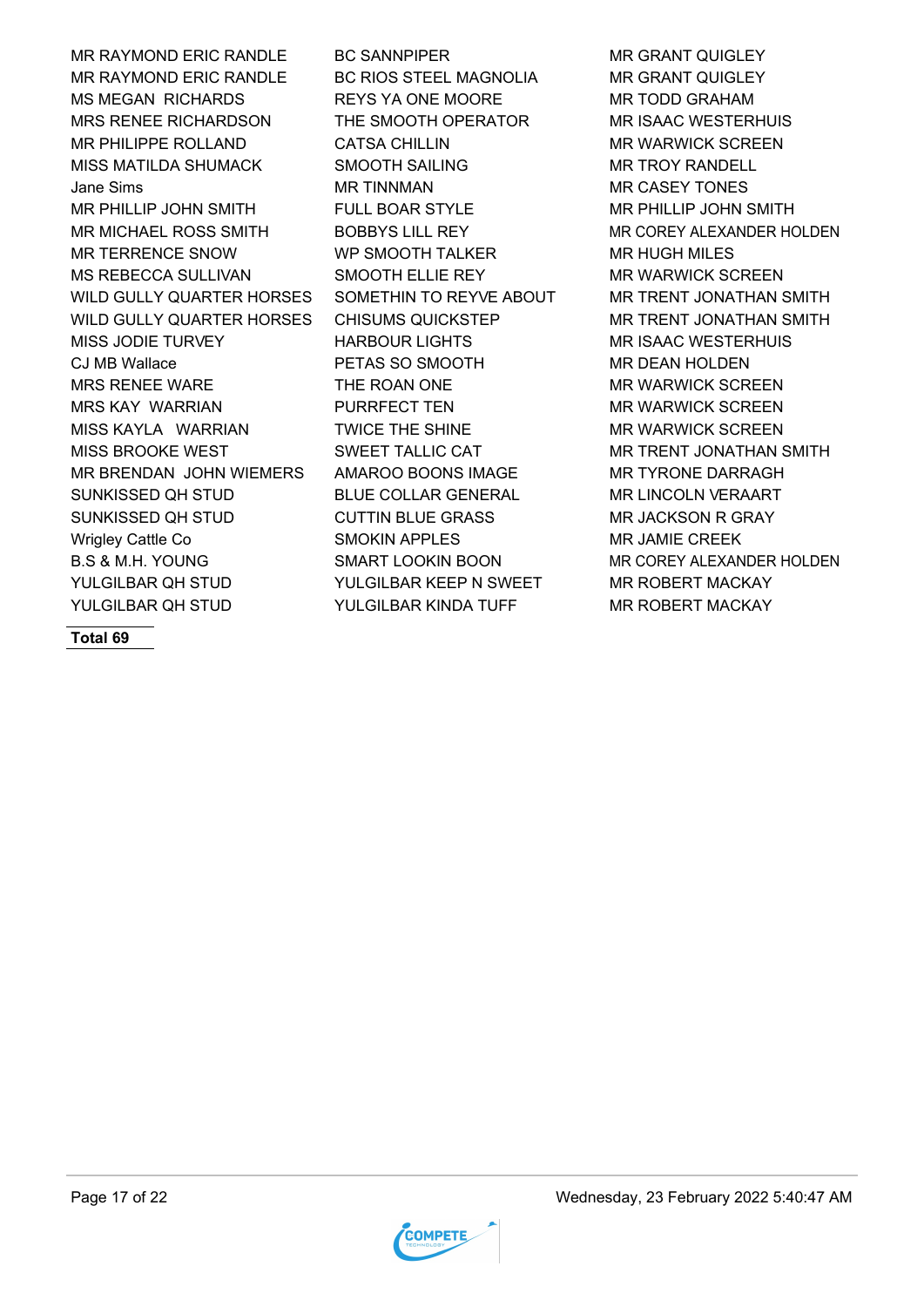| | | |
|---|---|---|
| MR RAYMOND ERIC RANDLE | BC SANNPIPER | MR GRANT QUIGLEY |
| MR RAYMOND ERIC RANDLE | BC RIOS STEEL MAGNOLIA | MR GRANT QUIGLEY |
| MS MEGAN RICHARDS | REYS YA ONE MOORE | MR TODD GRAHAM |
| MRS RENEE RICHARDSON | THE SMOOTH OPERATOR | MR ISAAC WESTERHUIS |
| MR PHILIPPE ROLLAND | CATSA CHILLIN | MR WARWICK SCREEN |
| MISS MATILDA SHUMACK | SMOOTH SAILING | MR TROY RANDELL |
| Jane Sims | MR TINNMAN | MR CASEY TONES |
| MR PHILLIP JOHN SMITH | FULL BOAR STYLE | MR PHILLIP JOHN SMITH |
| MR MICHAEL ROSS SMITH | BOBBYS LILL REY | MR COREY ALEXANDER HOLDEN |
| MR TERRENCE SNOW | WP SMOOTH TALKER | MR HUGH MILES |
| MS REBECCA SULLIVAN | SMOOTH ELLIE REY | MR WARWICK SCREEN |
| WILD GULLY QUARTER HORSES | SOMETHIN TO REYVE ABOUT | MR TRENT JONATHAN SMITH |
| WILD GULLY QUARTER HORSES | CHISUMS QUICKSTEP | MR TRENT JONATHAN SMITH |
| MISS JODIE TURVEY | HARBOUR LIGHTS | MR ISAAC WESTERHUIS |
| CJ MB Wallace | PETAS SO SMOOTH | MR DEAN HOLDEN |
| MRS RENEE WARE | THE ROAN ONE | MR WARWICK SCREEN |
| MRS KAY WARRIAN | PURRFECT TEN | MR WARWICK SCREEN |
| MISS KAYLA WARRIAN | TWICE THE SHINE | MR WARWICK SCREEN |
| MISS BROOKE WEST | SWEET TALLIC CAT | MR TRENT JONATHAN SMITH |
| MR BRENDAN JOHN WIEMERS | AMAROO BOONS IMAGE | MR TYRONE DARRAGH |
| SUNKISSED QH STUD | BLUE COLLAR GENERAL | MR LINCOLN VERAART |
| SUNKISSED QH STUD | CUTTIN BLUE GRASS | MR JACKSON R GRAY |
| Wrigley Cattle Co | SMOKIN APPLES | MR JAMIE CREEK |
| B.S & M.H. YOUNG | SMART LOOKIN BOON | MR COREY ALEXANDER HOLDEN |
| YULGILBAR QH STUD | YULGILBAR KEEP N SWEET | MR ROBERT MACKAY |
| YULGILBAR QH STUD | YULGILBAR KINDA TUFF | MR ROBERT MACKAY |

**Total 69**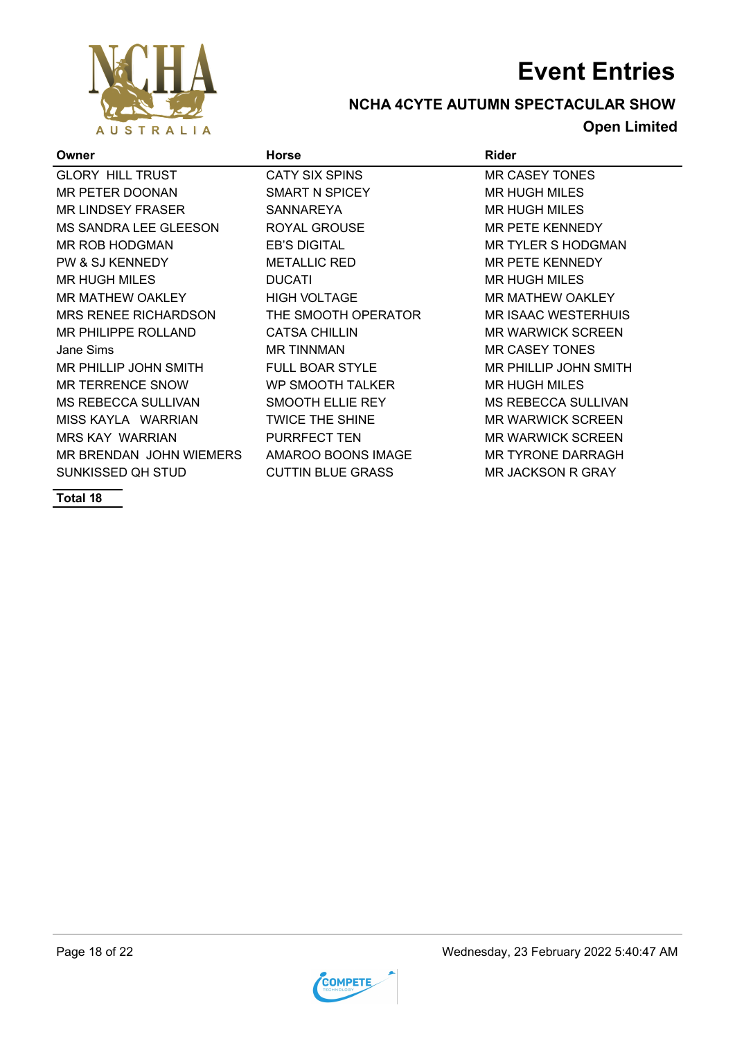# Event Entries

## NCHA 4CYTE AUTUMN SPECTACULAR SHOW

### Open Limited

| Owner | Horse | Rider |
|---|---|---|
| GLORY HILL TRUST | CATY SIX SPINS | MR CASEY TONES |
| MR PETER DOONAN | SMART N SPICEY | MR HUGH MILES |
| MR LINDSEY FRASER | SANNAREYA | MR HUGH MILES |
| MS SANDRA LEE GLEESON | ROYAL GROUSE | MR PETE KENNEDY |
| MR ROB HODGMAN | EB'S DIGITAL | MR TYLER S HODGMAN |
| PW & SJ KENNEDY | METALLIC RED | MR PETE KENNEDY |
| MR HUGH MILES | DUCATI | MR HUGH MILES |
| MR MATHEW OAKLEY | HIGH VOLTAGE | MR MATHEW OAKLEY |
| MRS RENEE RICHARDSON | THE SMOOTH OPERATOR | MR ISAAC WESTERHUIS |
| MR PHILIPPE ROLLAND | CATSA CHILLIN | MR WARWICK SCREEN |
| Jane Sims | MR TINNMAN | MR CASEY TONES |
| MR PHILLIP JOHN SMITH | FULL BOAR STYLE | MR PHILLIP JOHN SMITH |
| MR TERRENCE SNOW | WP SMOOTH TALKER | MR HUGH MILES |
| MS REBECCA SULLIVAN | SMOOTH ELLIE REY | MS REBECCA SULLIVAN |
| MISS KAYLA WARRIAN | TWICE THE SHINE | MR WARWICK SCREEN |
| MRS KAY WARRIAN | PURRFECT TEN | MR WARWICK SCREEN |
| MR BRENDAN JOHN WIEMERS | AMAROO BOONS IMAGE | MR TYRONE DARRAGH |
| SUNKISSED QH STUD | CUTTIN BLUE GRASS | MR JACKSON R GRAY |

**Total 18**

Wednesday, 23 February 2022 5:40:47 AM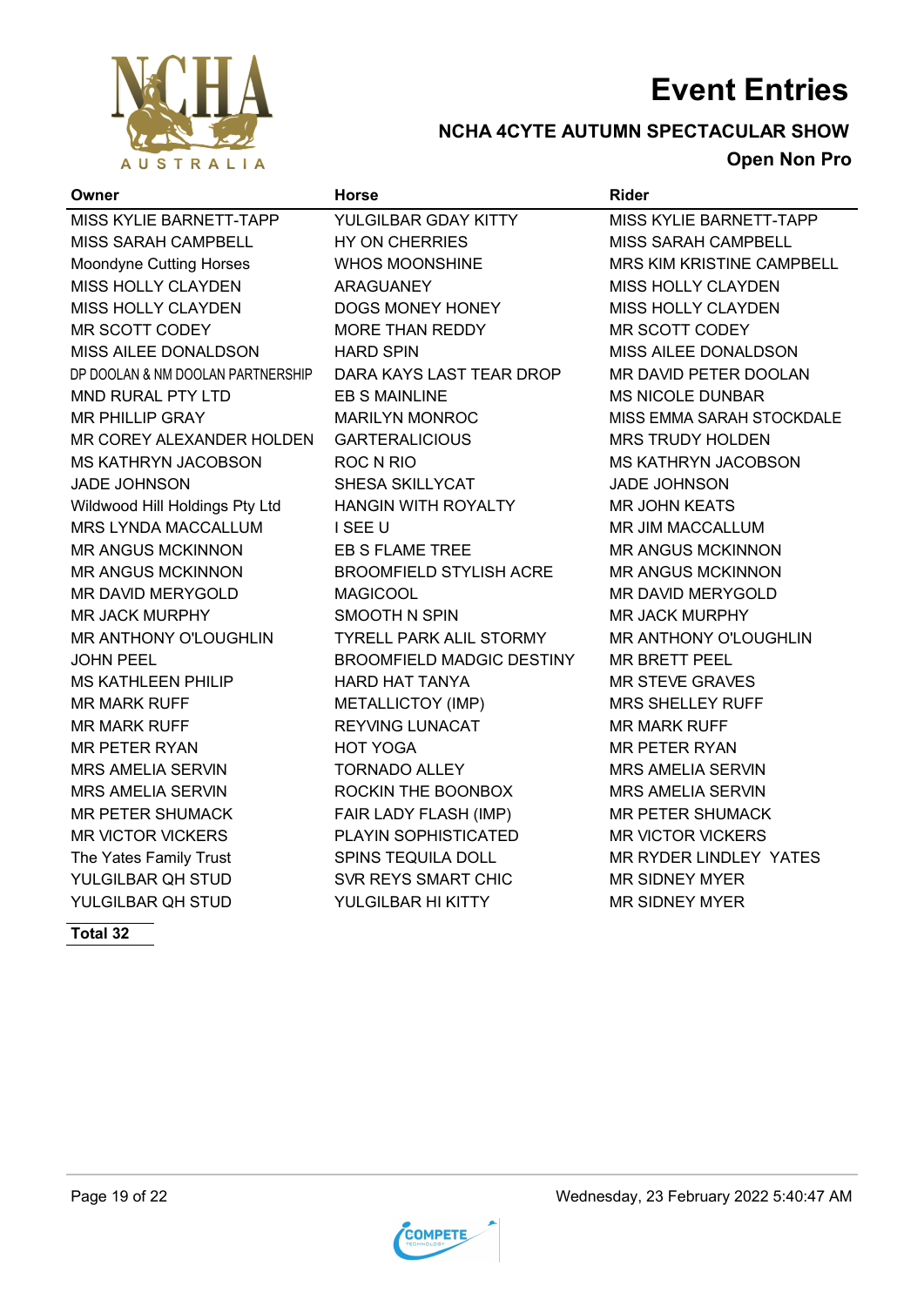# Event Entries

## NCHA 4CYTE AUTUMN SPECTACULAR SHOW

### Open Non Pro

| Owner | Horse | Rider |
|---|---|---|
| MISS KYLIE BARNETT-TAPP | YULGILBAR GDAY KITTY | MISS KYLIE BARNETT-TAPP |
| MISS SARAH CAMPBELL | HY ON CHERRIES | MISS SARAH CAMPBELL |
| Moondyne Cutting Horses | WHOS MOONSHINE | MRS KIM KRISTINE CAMPBELL |
| MISS HOLLY CLAYDEN | ARAGUANEY | MISS HOLLY CLAYDEN |
| MISS HOLLY CLAYDEN | DOGS MONEY HONEY | MISS HOLLY CLAYDEN |
| MR SCOTT CODEY | MORE THAN REDDY | MR SCOTT CODEY |
| MISS AILEE DONALDSON | HARD SPIN | MISS AILEE DONALDSON |
| DP DOOLAN & NM DOOLAN PARTNERSHIP | DARA KAYS LAST TEAR DROP | MR DAVID PETER DOOLAN |
| MND RURAL PTY LTD | EB S MAINLINE | MS NICOLE DUNBAR |
| MR PHILLIP GRAY | MARILYN MONROC | MISS EMMA SARAH STOCKDALE |
| MR COREY ALEXANDER HOLDEN | GARTERALICIOUS | MRS TRUDY HOLDEN |
| MS KATHRYN JACOBSON | ROC N RIO | MS KATHRYN JACOBSON |
| JADE JOHNSON | SHESA SKILLYCAT | JADE JOHNSON |
| Wildwood Hill Holdings Pty Ltd | HANGIN WITH ROYALTY | MR JOHN KEATS |
| MRS LYNDA MACCALLUM | I SEE U | MR JIM MACCALLUM |
| MR ANGUS MCKINNON | EB S FLAME TREE | MR ANGUS MCKINNON |
| MR ANGUS MCKINNON | BROOMFIELD STYLISH ACRE | MR ANGUS MCKINNON |
| MR DAVID MERYGOLD | MAGICOOL | MR DAVID MERYGOLD |
| MR JACK MURPHY | SMOOTH N SPIN | MR JACK MURPHY |
| MR ANTHONY O'LOUGHLIN | TYRELL PARK ALIL STORMY | MR ANTHONY O'LOUGHLIN |
| JOHN PEEL | BROOMFIELD MADGIC DESTINY | MR BRETT PEEL |
| MS KATHLEEN PHILIP | HARD HAT TANYA | MR STEVE GRAVES |
| MR MARK RUFF | METALLICTOY (IMP) | MRS SHELLEY RUFF |
| MR MARK RUFF | REYVING LUNACAT | MR MARK RUFF |
| MR PETER RYAN | HOT YOGA | MR PETER RYAN |
| MRS AMELIA SERVIN | TORNADO ALLEY | MRS AMELIA SERVIN |
| MRS AMELIA SERVIN | ROCKIN THE BOONBOX | MRS AMELIA SERVIN |
| MR PETER SHUMACK | FAIR LADY FLASH (IMP) | MR PETER SHUMACK |
| MR VICTOR VICKERS | PLAYIN SOPHISTICATED | MR VICTOR VICKERS |
| The Yates Family Trust | SPINS TEQUILA DOLL | MR RYDER LINDLEY YATES |
| YULGILBAR QH STUD | SVR REYS SMART CHIC | MR SIDNEY MYER |
| YULGILBAR QH STUD | YULGILBAR HI KITTY | MR SIDNEY MYER |

**Total 32**

Wednesday, 23 February 2022 5:40:47 AM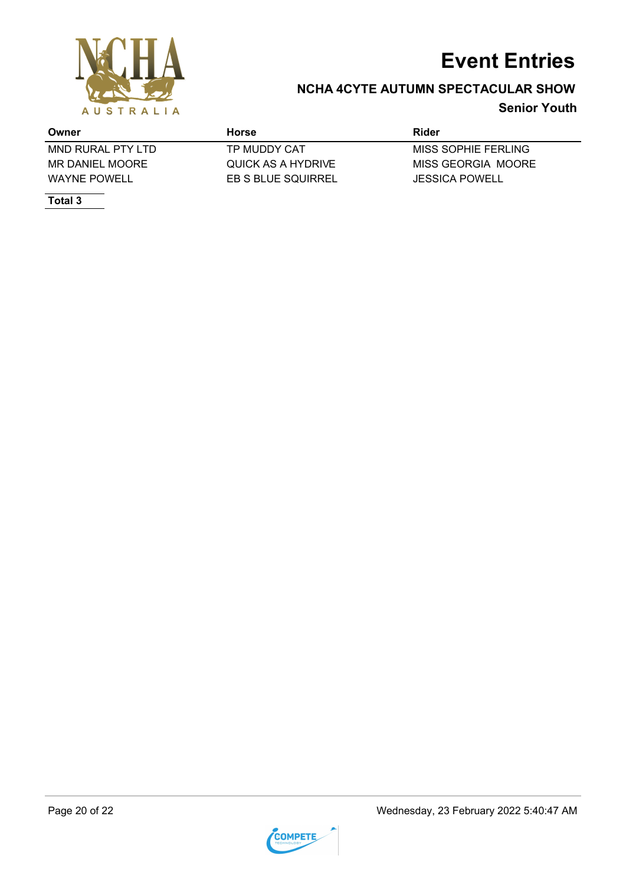# Event Entries

## NCHA 4CYTE AUTUMN SPECTACULAR SHOW

### Senior Youth

| Owner | Horse | Rider |
|---|---|---|
| MND RURAL PTY LTD | TP MUDDY CAT | MISS SOPHIE FERLING |
| MR DANIEL MOORE | QUICK AS A HYDRIVE | MISS GEORGIA MOORE |
| WAYNE POWELL | EB S BLUE SQUIRREL | JESSICA POWELL |

**Total 3**

Wednesday, 23 February 2022 5:40:47 AM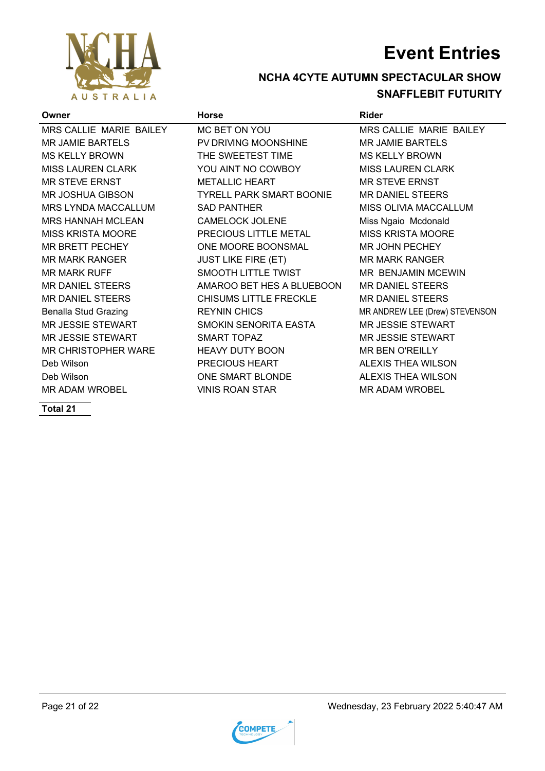# Event Entries

## NCHA 4CYTE AUTUMN SPECTACULAR SHOW

### SNAFFLEBIT FUTURITY

| Owner | Horse | Rider |
|---|---|---|
| MRS CALLIE MARIE BAILEY | MC BET ON YOU | MRS CALLIE MARIE BAILEY |
| MR JAMIE BARTELS | PV DRIVING MOONSHINE | MR JAMIE BARTELS |
| MS KELLY BROWN | THE SWEETEST TIME | MS KELLY BROWN |
| MISS LAUREN CLARK | YOU AINT NO COWBOY | MISS LAUREN CLARK |
| MR STEVE ERNST | METALLIC HEART | MR STEVE ERNST |
| MR JOSHUA GIBSON | TYRELL PARK SMART BOONIE | MR DANIEL STEERS |
| MRS LYNDA MACCALLUM | SAD PANTHER | MISS OLIVIA MACCALLUM |
| MRS HANNAH MCLEAN | CAMELOCK JOLENE | Miss Ngaio Mcdonald |
| MISS KRISTA MOORE | PRECIOUS LITTLE METAL | MISS KRISTA MOORE |
| MR BRETT PECHEY | ONE MOORE BOONSMAL | MR JOHN PECHEY |
| MR MARK RANGER | JUST LIKE FIRE (ET) | MR MARK RANGER |
| MR MARK RUFF | SMOOTH LITTLE TWIST | MR BENJAMIN MCEWIN |
| MR DANIEL STEERS | AMAROO BET HES A BLUEBOON | MR DANIEL STEERS |
| MR DANIEL STEERS | CHISUMS LITTLE FRECKLE | MR DANIEL STEERS |
| Benalla Stud Grazing | REYNIN CHICS | MR ANDREW LEE (Drew) STEVENSON |
| MR JESSIE STEWART | SMOKIN SENORITA EASTA | MR JESSIE STEWART |
| MR JESSIE STEWART | SMART TOPAZ | MR JESSIE STEWART |
| MR CHRISTOPHER WARE | HEAVY DUTY BOON | MR BEN O'REILLY |
| Deb Wilson | PRECIOUS HEART | ALEXIS THEA WILSON |
| Deb Wilson | ONE SMART BLONDE | ALEXIS THEA WILSON |
| MR ADAM WROBEL | VINIS ROAN STAR | MR ADAM WROBEL |

**Total 21**

Wednesday, 23 February 2022 5:40:47 AM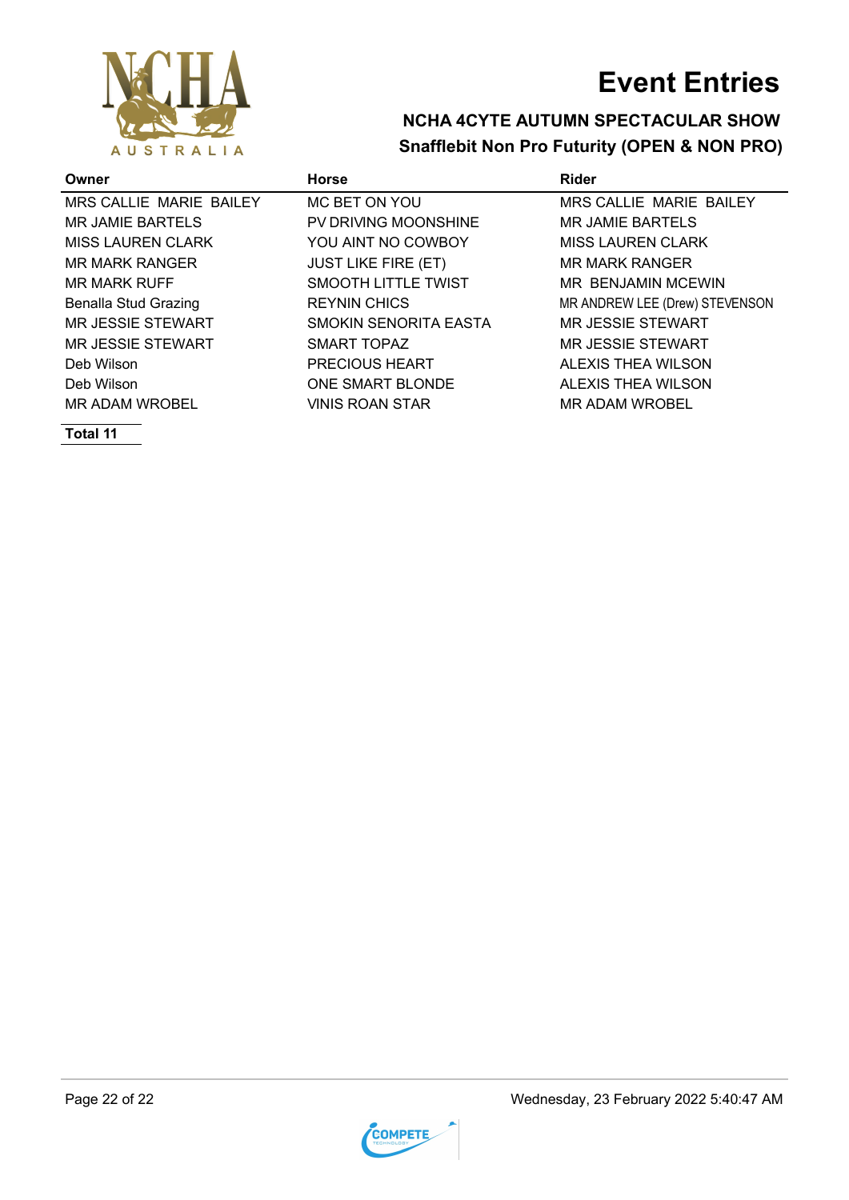# Event Entries

## NCHA 4CYTE AUTUMN SPECTACULAR SHOW

## Snafflebit Non Pro Futurity (OPEN & NON PRO)

| Owner | Horse | Rider |
|---|---|---|
| MRS CALLIE MARIE BAILEY | MC BET ON YOU | MRS CALLIE MARIE BAILEY |
| MR JAMIE BARTELS | PV DRIVING MOONSHINE | MR JAMIE BARTELS |
| MISS LAUREN CLARK | YOU AINT NO COWBOY | MISS LAUREN CLARK |
| MR MARK RANGER | JUST LIKE FIRE (ET) | MR MARK RANGER |
| MR MARK RUFF | SMOOTH LITTLE TWIST | MR BENJAMIN MCEWIN |
| Benalla Stud Grazing | REYNIN CHICS | MR ANDREW LEE (Drew) STEVENSON |
| MR JESSIE STEWART | SMOKIN SENORITA EASTA | MR JESSIE STEWART |
| MR JESSIE STEWART | SMART TOPAZ | MR JESSIE STEWART |
| Deb Wilson | PRECIOUS HEART | ALEXIS THEA WILSON |
| Deb Wilson | ONE SMART BLONDE | ALEXIS THEA WILSON |
| MR ADAM WROBEL | VINIS ROAN STAR | MR ADAM WROBEL |

**Total 11**

Wednesday, 23 February 2022 5:40:47 AM